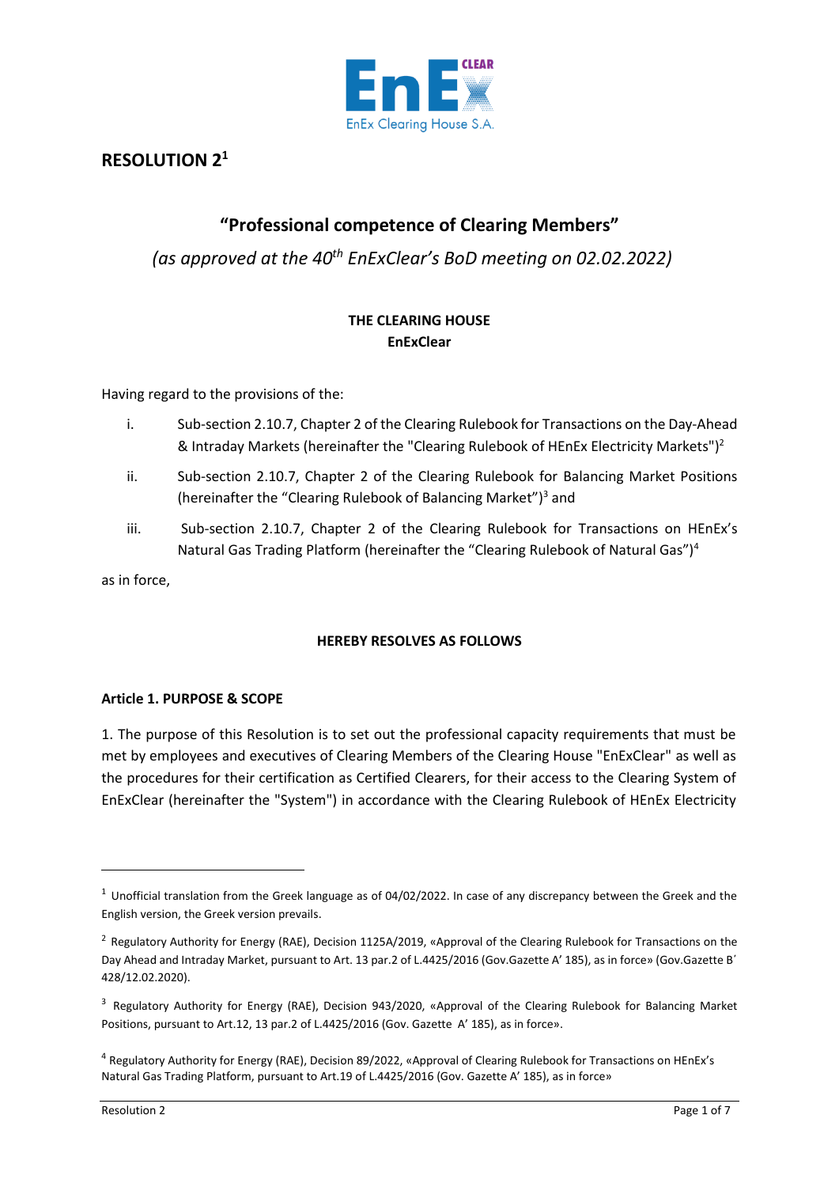# RESOLUTION 2[1]

## "Professional competence of Clearing Members"

*(as approved at the 40th EnExClear's BoD meeting on 02.02.2022)*

**THE CLEARING HOUSE**
**EnExClear**

Having regard to the provisions of the:

i. Sub-section 2.10.7, Chapter 2 of the Clearing Rulebook for Transactions on the Day-Ahead & Intraday Markets (hereinafter the "Clearing Rulebook of HEnEx Electricity Markets")[2]

ii. Sub-section 2.10.7, Chapter 2 of the Clearing Rulebook for Balancing Market Positions (hereinafter the "Clearing Rulebook of Balancing Market")[3] and

iii. Sub-section 2.10.7, Chapter 2 of the Clearing Rulebook for Transactions on HEnEx's Natural Gas Trading Platform (hereinafter the "Clearing Rulebook of Natural Gas")[4]

as in force,

**HEREBY RESOLVES AS FOLLOWS**

**Article 1. PURPOSE & SCOPE**

1. The purpose of this Resolution is to set out the professional capacity requirements that must be met by employees and executives of Clearing Members of the Clearing House "EnExClear" as well as the procedures for their certification as Certified Clearers, for their access to the Clearing System of EnExClear (hereinafter the "System") in accordance with the Clearing Rulebook of HEnEx Electricity

---

[1] Unofficial translation from the Greek language as of 04/02/2022. In case of any discrepancy between the Greek and the English version, the Greek version prevails.

[2] Regulatory Authority for Energy (RAE), Decision 1125A/2019, «Approval of the Clearing Rulebook for Transactions on the Day Ahead and Intraday Market, pursuant to Art. 13 par.2 of L.4425/2016 (Gov.Gazette A' 185), as in force» (Gov.Gazette B' 428/12.02.2020).

[3] Regulatory Authority for Energy (RAE), Decision 943/2020, «Approval of the Clearing Rulebook for Balancing Market Positions, pursuant to Art.12, 13 par.2 of L.4425/2016 (Gov. Gazette A' 185), as in force».

[4] Regulatory Authority for Energy (RAE), Decision 89/2022, «Approval of Clearing Rulebook for Transactions on HEnEx's Natural Gas Trading Platform, pursuant to Art.19 of L.4425/2016 (Gov. Gazette A' 185), as in force»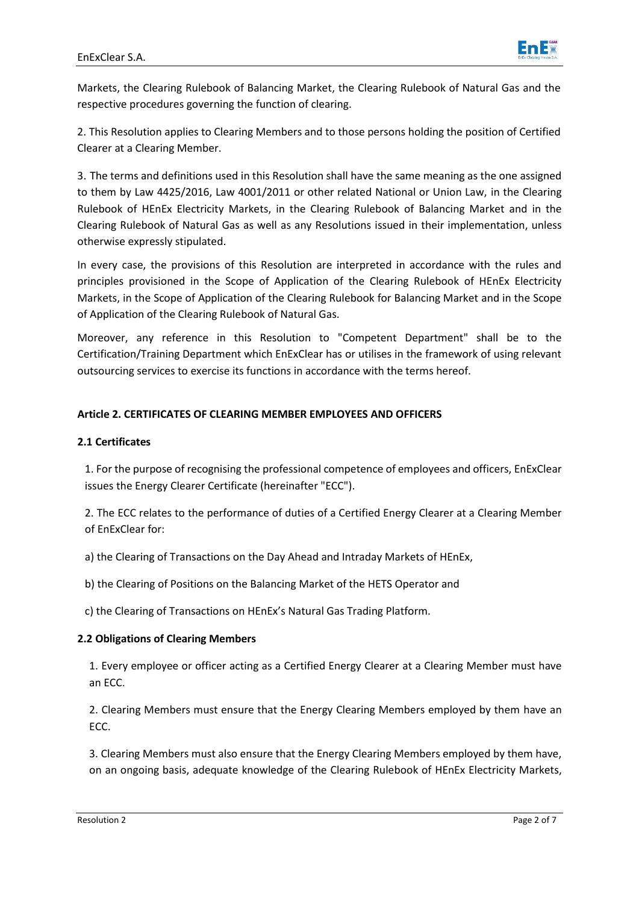Markets, the Clearing Rulebook of Balancing Market, the Clearing Rulebook of Natural Gas and the respective procedures governing the function of clearing.

2. This Resolution applies to Clearing Members and to those persons holding the position of Certified Clearer at a Clearing Member.

3. The terms and definitions used in this Resolution shall have the same meaning as the one assigned to them by Law 4425/2016, Law 4001/2011 or other related National or Union Law, in the Clearing Rulebook of HEnEx Electricity Markets, in the Clearing Rulebook of Balancing Market and in the Clearing Rulebook of Natural Gas as well as any Resolutions issued in their implementation, unless otherwise expressly stipulated.

In every case, the provisions of this Resolution are interpreted in accordance with the rules and principles provisioned in the Scope of Application of the Clearing Rulebook of HEnEx Electricity Markets, in the Scope of Application of the Clearing Rulebook for Balancing Market and in the Scope of Application of the Clearing Rulebook of Natural Gas.

Moreover, any reference in this Resolution to "Competent Department" shall be to the Certification/Training Department which EnExClear has or utilises in the framework of using relevant outsourcing services to exercise its functions in accordance with the terms hereof.

## Article 2. CERTIFICATES OF CLEARING MEMBER EMPLOYEES AND OFFICERS

### 2.1 Certificates

1. For the purpose of recognising the professional competence of employees and officers, EnExClear issues the Energy Clearer Certificate (hereinafter "ECC").

2. The ECC relates to the performance of duties of a Certified Energy Clearer at a Clearing Member of EnExClear for:

a) the Clearing of Transactions on the Day Ahead and Intraday Markets of HEnEx,

b) the Clearing of Positions on the Balancing Market of the HETS Operator and

c) the Clearing of Transactions on HEnEx's Natural Gas Trading Platform.

### 2.2 Obligations of Clearing Members

1. Every employee or officer acting as a Certified Energy Clearer at a Clearing Member must have an ECC.

2. Clearing Members must ensure that the Energy Clearing Members employed by them have an ECC.

3. Clearing Members must also ensure that the Energy Clearing Members employed by them have, on an ongoing basis, adequate knowledge of the Clearing Rulebook of HEnEx Electricity Markets,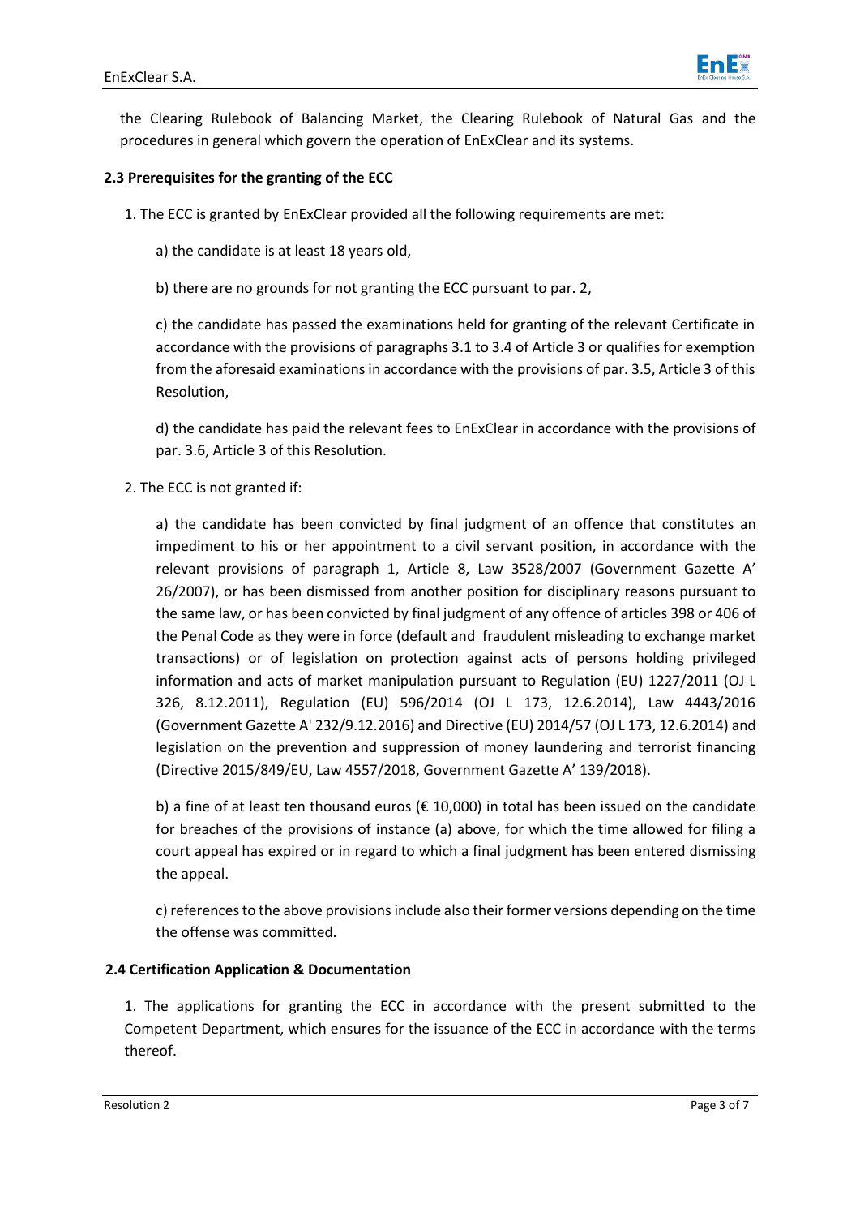the Clearing Rulebook of Balancing Market, the Clearing Rulebook of Natural Gas and the procedures in general which govern the operation of EnExClear and its systems.

### 2.3 Prerequisites for the granting of the ECC

1. The ECC is granted by EnExClear provided all the following requirements are met:

   a) the candidate is at least 18 years old,

   b) there are no grounds for not granting the ECC pursuant to par. 2,

   c) the candidate has passed the examinations held for granting of the relevant Certificate in accordance with the provisions of paragraphs 3.1 to 3.4 of Article 3 or qualifies for exemption from the aforesaid examinations in accordance with the provisions of par. 3.5, Article 3 of this Resolution,

   d) the candidate has paid the relevant fees to EnExClear in accordance with the provisions of par. 3.6, Article 3 of this Resolution.

2. The ECC is not granted if:

   a) the candidate has been convicted by final judgment of an offence that constitutes an impediment to his or her appointment to a civil servant position, in accordance with the relevant provisions of paragraph 1, Article 8, Law 3528/2007 (Government Gazette A' 26/2007), or has been dismissed from another position for disciplinary reasons pursuant to the same law, or has been convicted by final judgment of any offence of articles 398 or 406 of the Penal Code as they were in force (default and fraudulent misleading to exchange market transactions) or of legislation on protection against acts of persons holding privileged information and acts of market manipulation pursuant to Regulation (EU) 1227/2011 (OJ L 326, 8.12.2011), Regulation (EU) 596/2014 (OJ L 173, 12.6.2014), Law 4443/2016 (Government Gazette A' 232/9.12.2016) and Directive (EU) 2014/57 (OJ L 173, 12.6.2014) and legislation on the prevention and suppression of money laundering and terrorist financing (Directive 2015/849/EU, Law 4557/2018, Government Gazette A' 139/2018).

   b) a fine of at least ten thousand euros (€ 10,000) in total has been issued on the candidate for breaches of the provisions of instance (a) above, for which the time allowed for filing a court appeal has expired or in regard to which a final judgment has been entered dismissing the appeal.

   c) references to the above provisions include also their former versions depending on the time the offense was committed.

### 2.4 Certification Application & Documentation

1. The applications for granting the ECC in accordance with the present submitted to the Competent Department, which ensures for the issuance of the ECC in accordance with the terms thereof.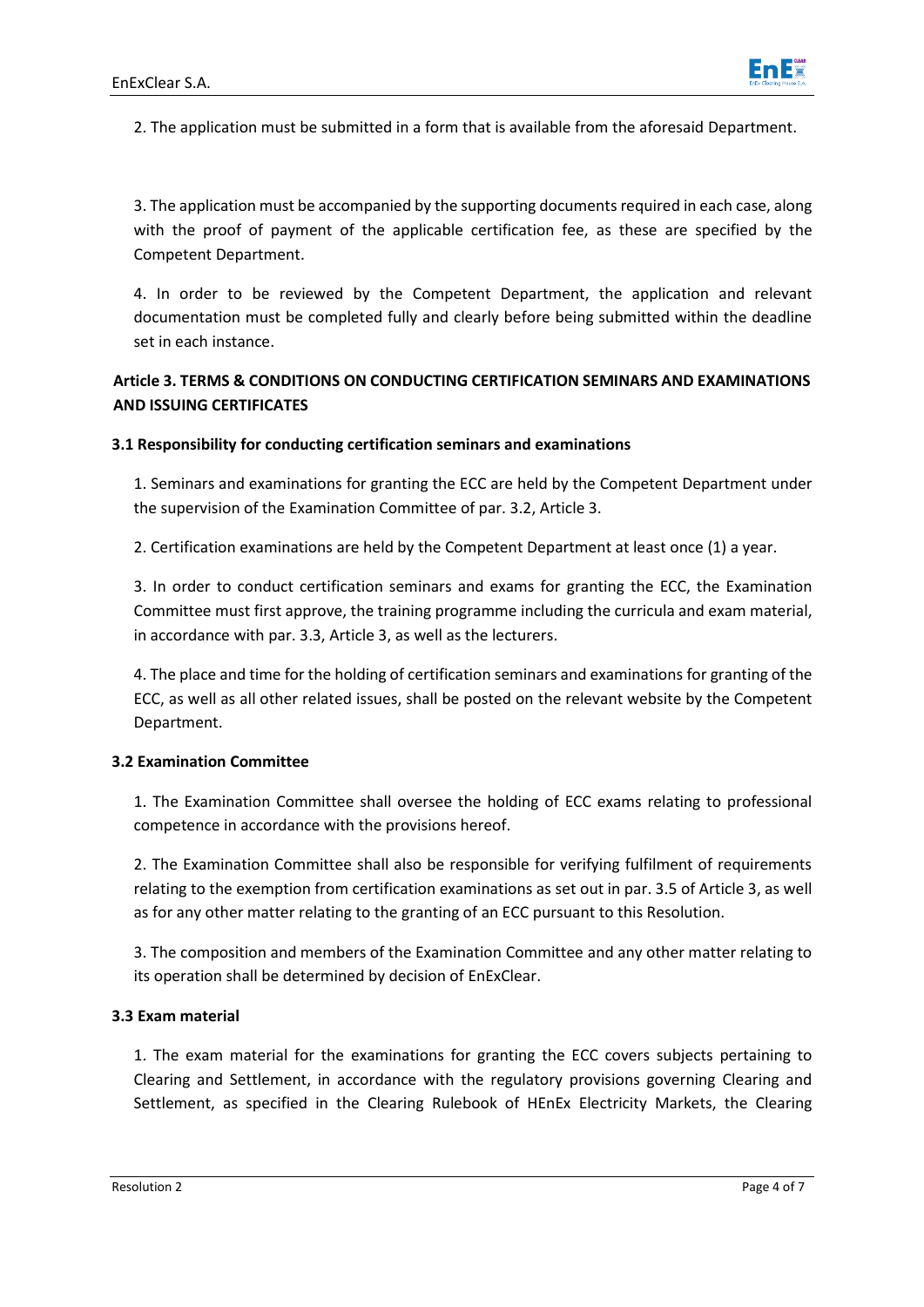2. The application must be submitted in a form that is available from the aforesaid Department.

3. The application must be accompanied by the supporting documents required in each case, along with the proof of payment of the applicable certification fee, as these are specified by the Competent Department.

4. In order to be reviewed by the Competent Department, the application and relevant documentation must be completed fully and clearly before being submitted within the deadline set in each instance.

## Article 3. TERMS & CONDITIONS ON CONDUCTING CERTIFICATION SEMINARS AND EXAMINATIONS AND ISSUING CERTIFICATES

### 3.1 Responsibility for conducting certification seminars and examinations

1. Seminars and examinations for granting the ECC are held by the Competent Department under the supervision of the Examination Committee of par. 3.2, Article 3.

2. Certification examinations are held by the Competent Department at least once (1) a year.

3. In order to conduct certification seminars and exams for granting the ECC, the Examination Committee must first approve, the training programme including the curricula and exam material, in accordance with par. 3.3, Article 3, as well as the lecturers.

4. The place and time for the holding of certification seminars and examinations for granting of the ECC, as well as all other related issues, shall be posted on the relevant website by the Competent Department.

### 3.2 Examination Committee

1. The Examination Committee shall oversee the holding of ECC exams relating to professional competence in accordance with the provisions hereof.

2. The Examination Committee shall also be responsible for verifying fulfilment of requirements relating to the exemption from certification examinations as set out in par. 3.5 of Article 3, as well as for any other matter relating to the granting of an ECC pursuant to this Resolution.

3. The composition and members of the Examination Committee and any other matter relating to its operation shall be determined by decision of EnExClear.

### 3.3 Exam material

1. The exam material for the examinations for granting the ECC covers subjects pertaining to Clearing and Settlement, in accordance with the regulatory provisions governing Clearing and Settlement, as specified in the Clearing Rulebook of HEnEx Electricity Markets, the Clearing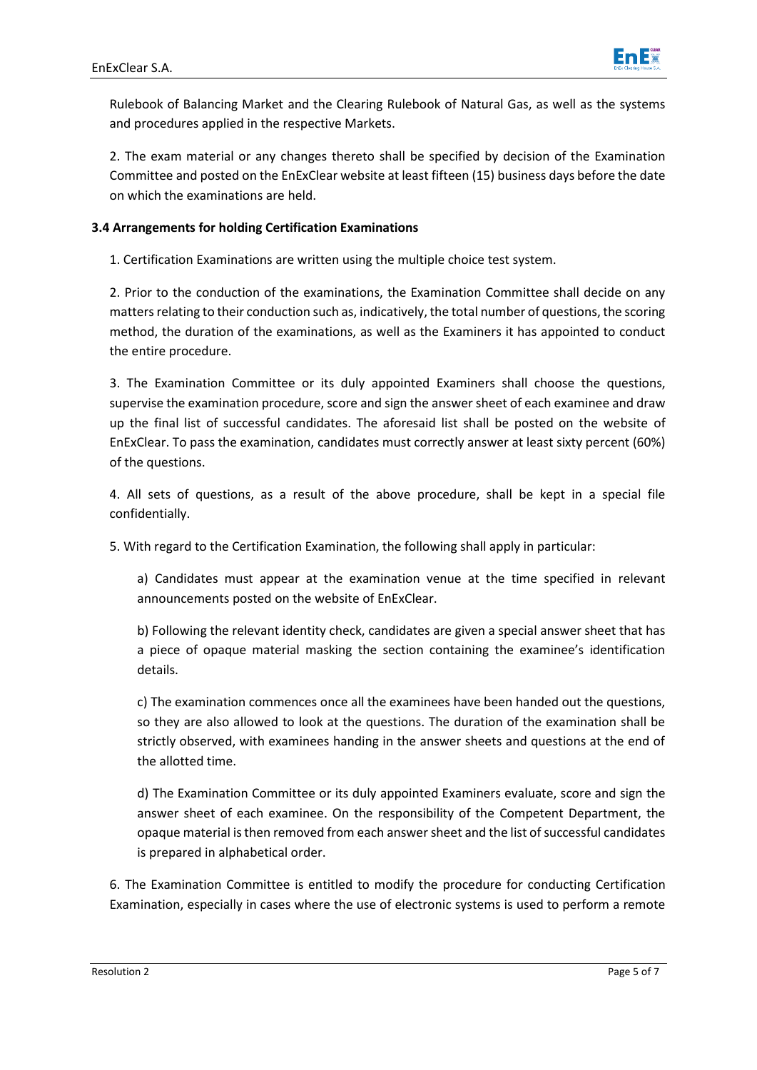Rulebook of Balancing Market and the Clearing Rulebook of Natural Gas, as well as the systems and procedures applied in the respective Markets.

2. The exam material or any changes thereto shall be specified by decision of the Examination Committee and posted on the EnExClear website at least fifteen (15) business days before the date on which the examinations are held.

### 3.4 Arrangements for holding Certification Examinations

1. Certification Examinations are written using the multiple choice test system.

2. Prior to the conduction of the examinations, the Examination Committee shall decide on any matters relating to their conduction such as, indicatively, the total number of questions, the scoring method, the duration of the examinations, as well as the Examiners it has appointed to conduct the entire procedure.

3. The Examination Committee or its duly appointed Examiners shall choose the questions, supervise the examination procedure, score and sign the answer sheet of each examinee and draw up the final list of successful candidates. The aforesaid list shall be posted on the website of EnExClear. To pass the examination, candidates must correctly answer at least sixty percent (60%) of the questions.

4. All sets of questions, as a result of the above procedure, shall be kept in a special file confidentially.

5. With regard to the Certification Examination, the following shall apply in particular:

a) Candidates must appear at the examination venue at the time specified in relevant announcements posted on the website of EnExClear.

b) Following the relevant identity check, candidates are given a special answer sheet that has a piece of opaque material masking the section containing the examinee's identification details.

c) The examination commences once all the examinees have been handed out the questions, so they are also allowed to look at the questions. The duration of the examination shall be strictly observed, with examinees handing in the answer sheets and questions at the end of the allotted time.

d) The Examination Committee or its duly appointed Examiners evaluate, score and sign the answer sheet of each examinee. On the responsibility of the Competent Department, the opaque material is then removed from each answer sheet and the list of successful candidates is prepared in alphabetical order.

6. The Examination Committee is entitled to modify the procedure for conducting Certification Examination, especially in cases where the use of electronic systems is used to perform a remote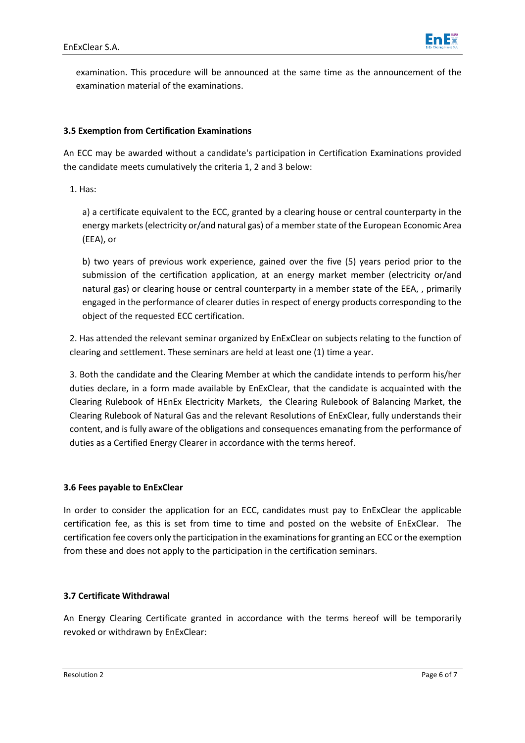examination. This procedure will be announced at the same time as the announcement of the examination material of the examinations.

### 3.5 Exemption from Certification Examinations

An ECC may be awarded without a candidate's participation in Certification Examinations provided the candidate meets cumulatively the criteria 1, 2 and 3 below:

1. Has:

   a) a certificate equivalent to the ECC, granted by a clearing house or central counterparty in the energy markets (electricity or/and natural gas) of a member state of the European Economic Area (EEA), or

   b) two years of previous work experience, gained over the five (5) years period prior to the submission of the certification application, at an energy market member (electricity or/and natural gas) or clearing house or central counterparty in a member state of the EEA, , primarily engaged in the performance of clearer duties in respect of energy products corresponding to the object of the requested ECC certification.

2. Has attended the relevant seminar organized by EnExClear on subjects relating to the function of clearing and settlement. These seminars are held at least one (1) time a year.

3. Both the candidate and the Clearing Member at which the candidate intends to perform his/her duties declare, in a form made available by EnExClear, that the candidate is acquainted with the Clearing Rulebook of HEnEx Electricity Markets, the Clearing Rulebook of Balancing Market, the Clearing Rulebook of Natural Gas and the relevant Resolutions of EnExClear, fully understands their content, and is fully aware of the obligations and consequences emanating from the performance of duties as a Certified Energy Clearer in accordance with the terms hereof.

### 3.6 Fees payable to EnExClear

In order to consider the application for an ECC, candidates must pay to EnExClear the applicable certification fee, as this is set from time to time and posted on the website of EnExClear. The certification fee covers only the participation in the examinations for granting an ECC or the exemption from these and does not apply to the participation in the certification seminars.

### 3.7 Certificate Withdrawal

An Energy Clearing Certificate granted in accordance with the terms hereof will be temporarily revoked or withdrawn by EnExClear: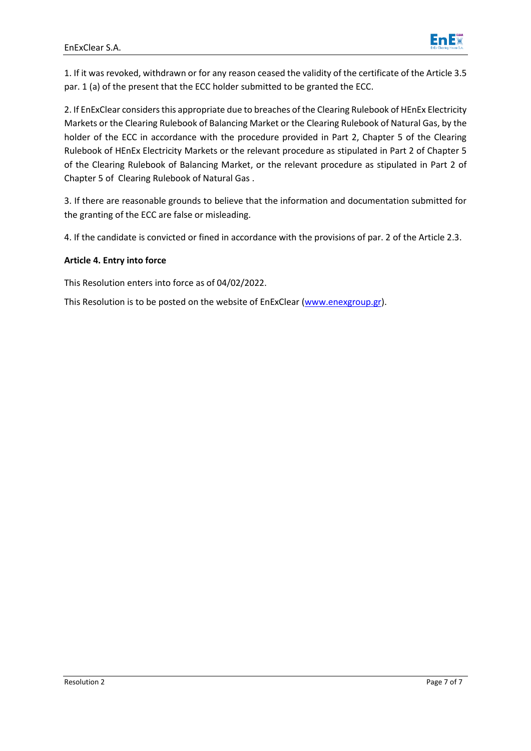1. If it was revoked, withdrawn or for any reason ceased the validity of the certificate of the Article 3.5 par. 1 (a) of the present that the ECC holder submitted to be granted the ECC.

2. If EnExClear considers this appropriate due to breaches of the Clearing Rulebook of HEnEx Electricity Markets or the Clearing Rulebook of Balancing Market or the Clearing Rulebook of Natural Gas, by the holder of the ECC in accordance with the procedure provided in Part 2, Chapter 5 of the Clearing Rulebook of HEnEx Electricity Markets or the relevant procedure as stipulated in Part 2 of Chapter 5 of the Clearing Rulebook of Balancing Market, or the relevant procedure as stipulated in Part 2 of Chapter 5 of Clearing Rulebook of Natural Gas .

3. If there are reasonable grounds to believe that the information and documentation submitted for the granting of the ECC are false or misleading.

4. If the candidate is convicted or fined in accordance with the provisions of par. 2 of the Article 2.3.

**Article 4. Entry into force**

This Resolution enters into force as of 04/02/2022.

This Resolution is to be posted on the website of EnExClear (www.enexgroup.gr).